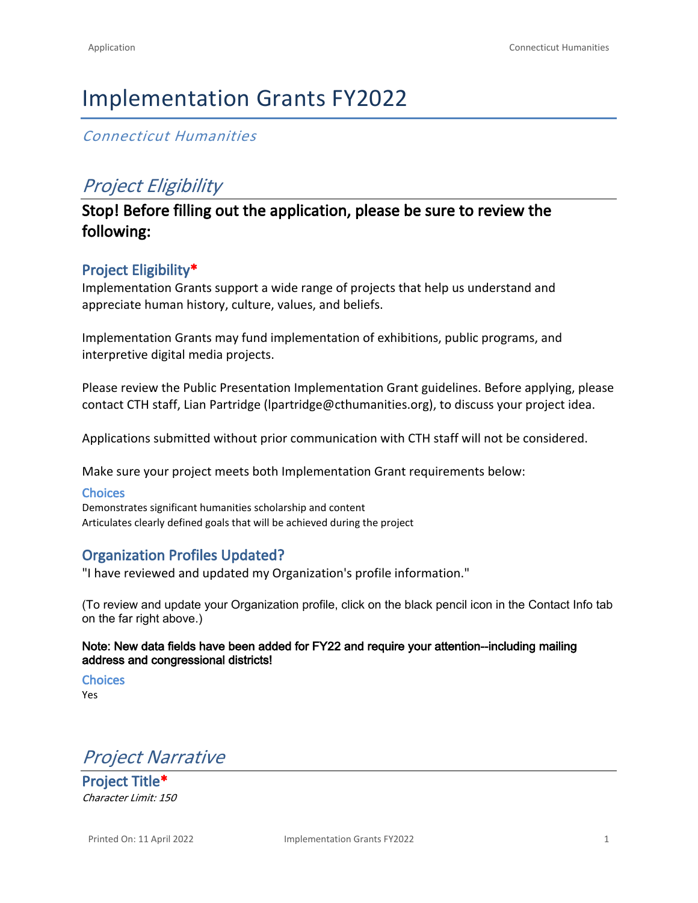# Implementation Grants FY2022

*Connecticut Humanities*

## *Project Eligibility*

### Stop! Before filling out the application, please be sure to review the following:

### Project Eligibility*

Implementation Grants support a wide range of projects that help us understand and appreciate human history, culture, values, and beliefs.

Implementation Grants may fund implementation of exhibitions, public programs, and interpretive digital media projects.

Please review the Public Presentation Implementation Grant guidelines. Before applying, please contact CTH staff, Lian Partridge (lpartridge@cthumanities.org), to discuss your project idea.

Applications submitted without prior communication with CTH staff will not be considered.

Make sure your project meets both Implementation Grant requirements below:

#### Choices

Demonstrates significant humanities scholarship and content
Articulates clearly defined goals that will be achieved during the project

### Organization Profiles Updated?

"I have reviewed and updated my Organization's profile information."

(To review and update your Organization profile, click on the black pencil icon in the Contact Info tab on the far right above.)

**Note: New data fields have been added for FY22 and require your attention--including mailing address and congressional districts!**

#### Choices

Yes

## *Project Narrative*

### Project Title*

*Character Limit: 150*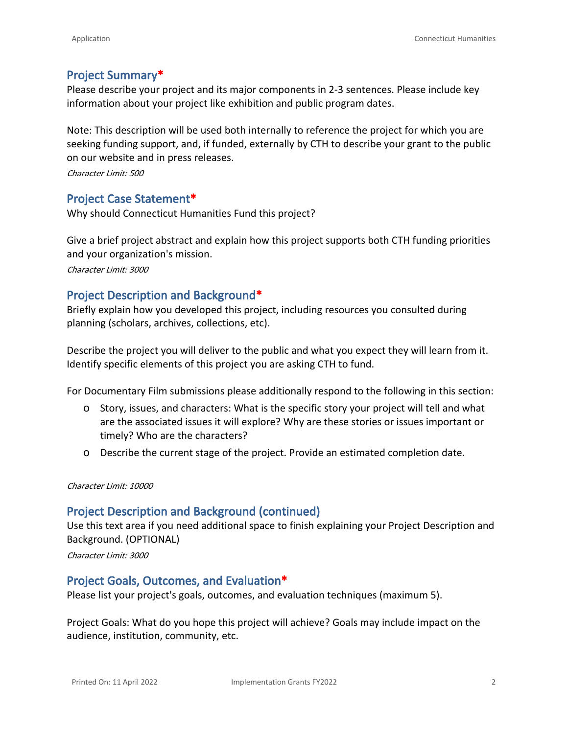## Project Summary*

Please describe your project and its major components in 2-3 sentences. Please include key information about your project like exhibition and public program dates.

Note: This description will be used both internally to reference the project for which you are seeking funding support, and, if funded, externally by CTH to describe your grant to the public on our website and in press releases.

*Character Limit: 500*

## Project Case Statement*

Why should Connecticut Humanities Fund this project?

Give a brief project abstract and explain how this project supports both CTH funding priorities and your organization's mission.

*Character Limit: 3000*

## Project Description and Background*

Briefly explain how you developed this project, including resources you consulted during planning (scholars, archives, collections, etc).

Describe the project you will deliver to the public and what you expect they will learn from it. Identify specific elements of this project you are asking CTH to fund.

For Documentary Film submissions please additionally respond to the following in this section:

- Story, issues, and characters: What is the specific story your project will tell and what are the associated issues it will explore? Why are these stories or issues important or timely? Who are the characters?
- Describe the current stage of the project. Provide an estimated completion date.

*Character Limit: 10000*

## Project Description and Background (continued)

Use this text area if you need additional space to finish explaining your Project Description and Background. (OPTIONAL)

*Character Limit: 3000*

## Project Goals, Outcomes, and Evaluation*

Please list your project's goals, outcomes, and evaluation techniques (maximum 5).

Project Goals: What do you hope this project will achieve? Goals may include impact on the audience, institution, community, etc.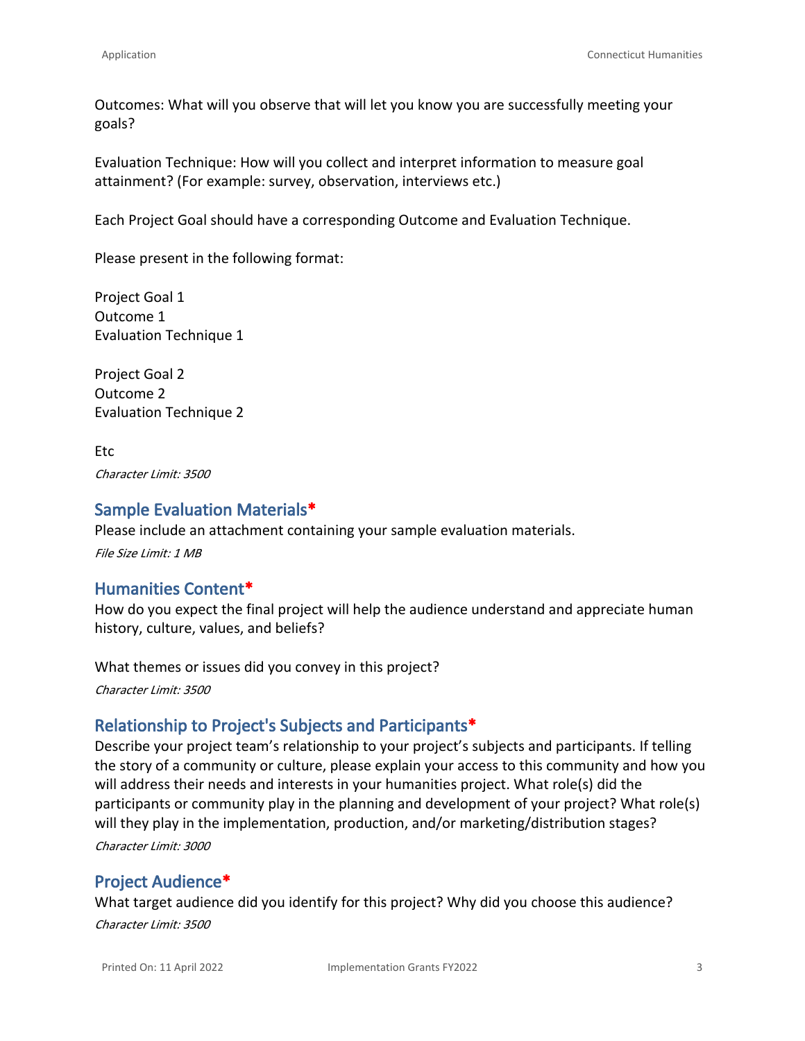Outcomes: What will you observe that will let you know you are successfully meeting your goals?

Evaluation Technique: How will you collect and interpret information to measure goal attainment? (For example: survey, observation, interviews etc.)

Each Project Goal should have a corresponding Outcome and Evaluation Technique.

Please present in the following format:

Project Goal 1
Outcome 1
Evaluation Technique 1

Project Goal 2
Outcome 2
Evaluation Technique 2

Etc

*Character Limit: 3500*

### Sample Evaluation Materials*

Please include an attachment containing your sample evaluation materials.

*File Size Limit: 1 MB*

### Humanities Content*

How do you expect the final project will help the audience understand and appreciate human history, culture, values, and beliefs?

What themes or issues did you convey in this project?

*Character Limit: 3500*

### Relationship to Project's Subjects and Participants*

Describe your project team's relationship to your project's subjects and participants. If telling the story of a community or culture, please explain your access to this community and how you will address their needs and interests in your humanities project. What role(s) did the participants or community play in the planning and development of your project? What role(s) will they play in the implementation, production, and/or marketing/distribution stages?

*Character Limit: 3000*

### Project Audience*

What target audience did you identify for this project? Why did you choose this audience?

*Character Limit: 3500*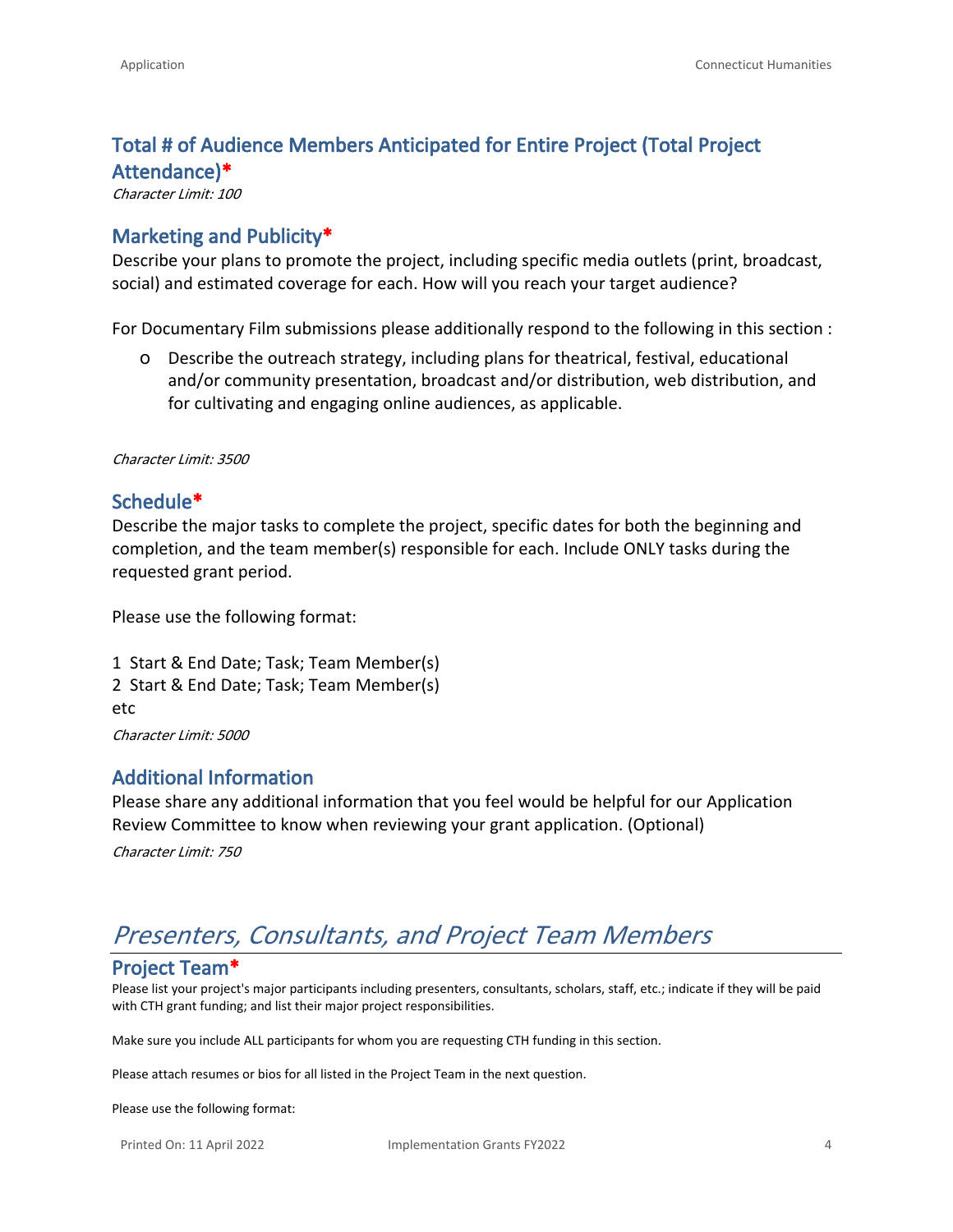### Total # of Audience Members Anticipated for Entire Project (Total Project Attendance)*

*Character Limit: 100*

### Marketing and Publicity*

Describe your plans to promote the project, including specific media outlets (print, broadcast, social) and estimated coverage for each. How will you reach your target audience?

For Documentary Film submissions please additionally respond to the following in this section :

- Describe the outreach strategy, including plans for theatrical, festival, educational and/or community presentation, broadcast and/or distribution, web distribution, and for cultivating and engaging online audiences, as applicable.

*Character Limit: 3500*

### Schedule*

Describe the major tasks to complete the project, specific dates for both the beginning and completion, and the team member(s) responsible for each. Include ONLY tasks during the requested grant period.

Please use the following format:

1 Start & End Date; Task; Team Member(s)
2 Start & End Date; Task; Team Member(s)
etc

*Character Limit: 5000*

### Additional Information

Please share any additional information that you feel would be helpful for our Application Review Committee to know when reviewing your grant application. (Optional)

*Character Limit: 750*

## *Presenters, Consultants, and Project Team Members*

### Project Team*

Please list your project's major participants including presenters, consultants, scholars, staff, etc.; indicate if they will be paid with CTH grant funding; and list their major project responsibilities.

Make sure you include ALL participants for whom you are requesting CTH funding in this section.

Please attach resumes or bios for all listed in the Project Team in the next question.

Please use the following format: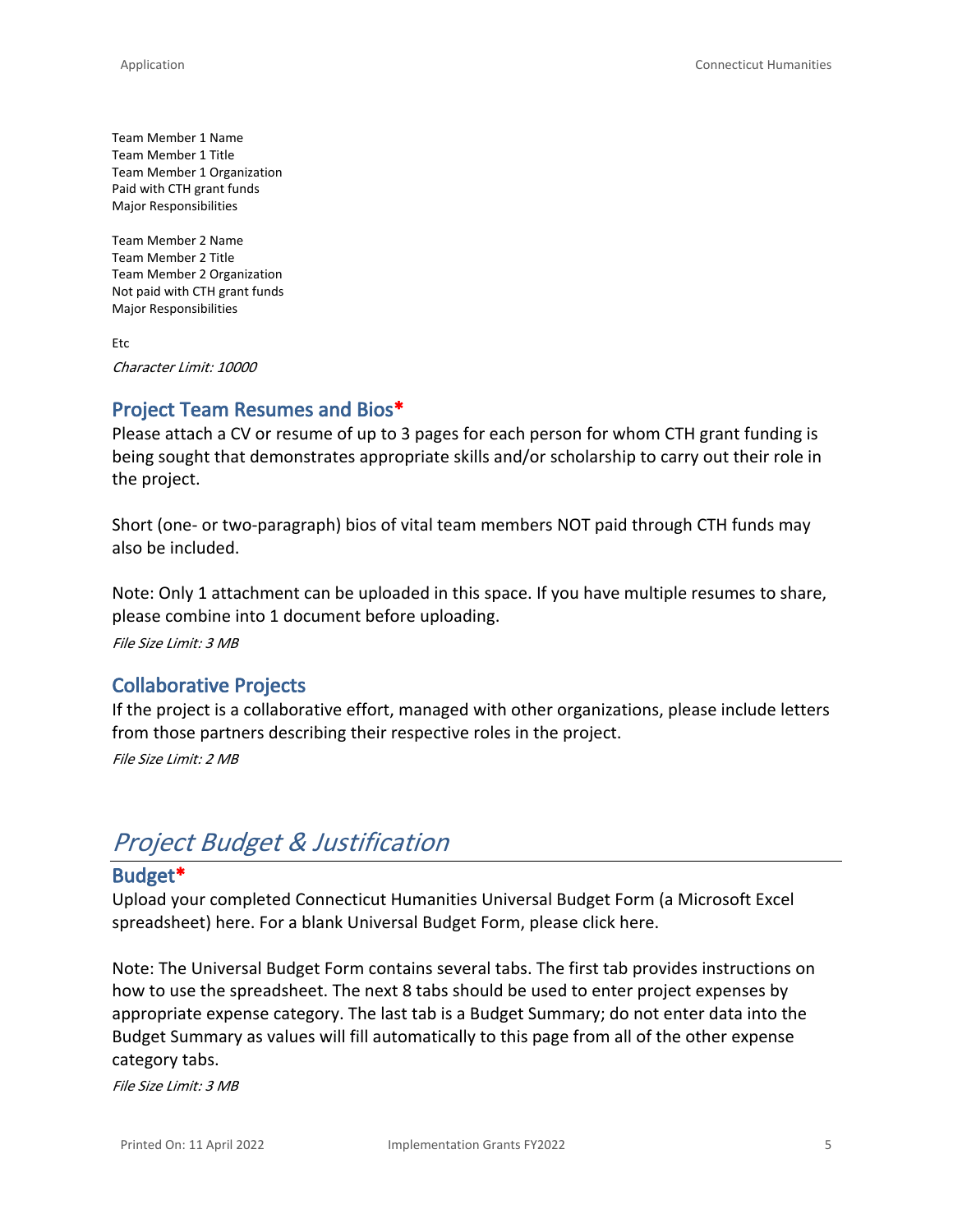Team Member 1 Name
Team Member 1 Title
Team Member 1 Organization
Paid with CTH grant funds
Major Responsibilities

Team Member 2 Name
Team Member 2 Title
Team Member 2 Organization
Not paid with CTH grant funds
Major Responsibilities

Etc

*Character Limit: 10000*

### Project Team Resumes and Bios*

Please attach a CV or resume of up to 3 pages for each person for whom CTH grant funding is being sought that demonstrates appropriate skills and/or scholarship to carry out their role in the project.

Short (one- or two-paragraph) bios of vital team members NOT paid through CTH funds may also be included.

Note: Only 1 attachment can be uploaded in this space. If you have multiple resumes to share, please combine into 1 document before uploading.

*File Size Limit: 3 MB*

### Collaborative Projects

If the project is a collaborative effort, managed with other organizations, please include letters from those partners describing their respective roles in the project.

*File Size Limit: 2 MB*

## *Project Budget & Justification*

### Budget*

Upload your completed Connecticut Humanities Universal Budget Form (a Microsoft Excel spreadsheet) here. For a blank Universal Budget Form, please click here.

Note: The Universal Budget Form contains several tabs. The first tab provides instructions on how to use the spreadsheet. The next 8 tabs should be used to enter project expenses by appropriate expense category. The last tab is a Budget Summary; do not enter data into the Budget Summary as values will fill automatically to this page from all of the other expense category tabs.

*File Size Limit: 3 MB*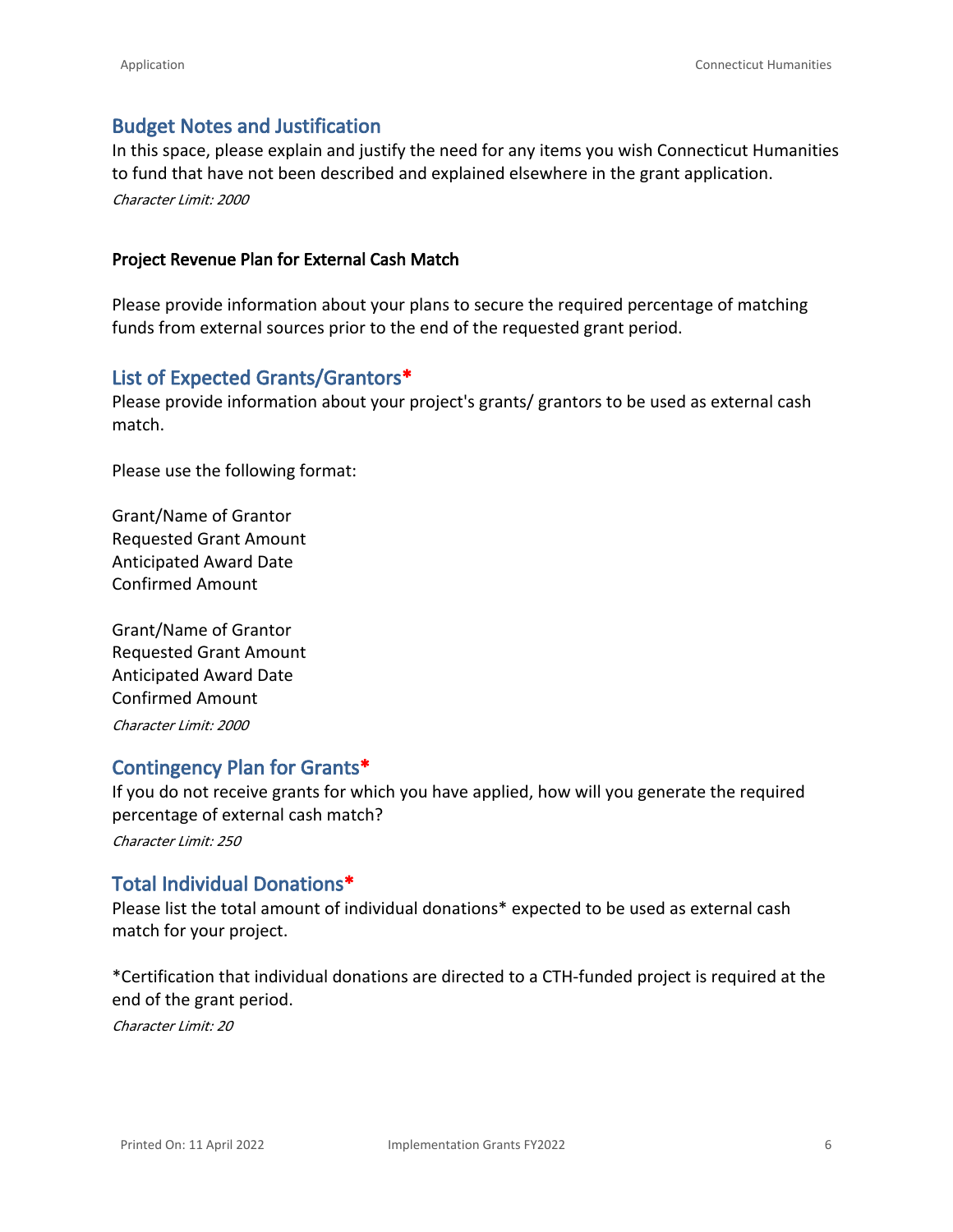## Budget Notes and Justification

In this space, please explain and justify the need for any items you wish Connecticut Humanities to fund that have not been described and explained elsewhere in the grant application.

*Character Limit: 2000*

**Project Revenue Plan for External Cash Match**

Please provide information about your plans to secure the required percentage of matching funds from external sources prior to the end of the requested grant period.

## List of Expected Grants/Grantors*

Please provide information about your project's grants/ grantors to be used as external cash match.

Please use the following format:

Grant/Name of Grantor
Requested Grant Amount
Anticipated Award Date
Confirmed Amount

Grant/Name of Grantor
Requested Grant Amount
Anticipated Award Date
Confirmed Amount

*Character Limit: 2000*

## Contingency Plan for Grants*

If you do not receive grants for which you have applied, how will you generate the required percentage of external cash match?

*Character Limit: 250*

## Total Individual Donations*

Please list the total amount of individual donations* expected to be used as external cash match for your project.

*Certification that individual donations are directed to a CTH-funded project is required at the end of the grant period.

*Character Limit: 20*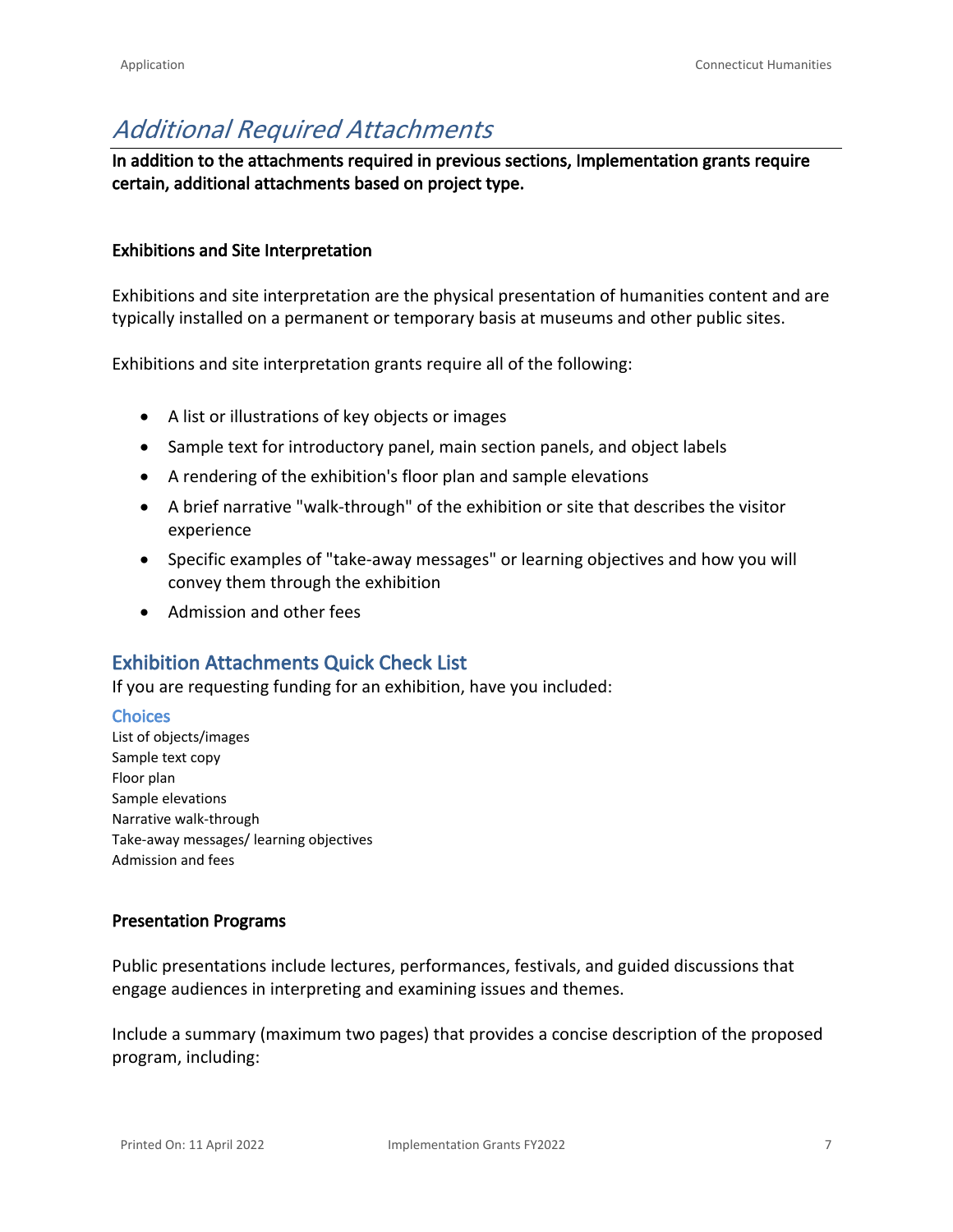## *Additional Required Attachments*

**In addition to the attachments required in previous sections, Implementation grants require certain, additional attachments based on project type.**

### Exhibitions and Site Interpretation

Exhibitions and site interpretation are the physical presentation of humanities content and are typically installed on a permanent or temporary basis at museums and other public sites.

Exhibitions and site interpretation grants require all of the following:

- A list or illustrations of key objects or images
- Sample text for introductory panel, main section panels, and object labels
- A rendering of the exhibition's floor plan and sample elevations
- A brief narrative "walk-through" of the exhibition or site that describes the visitor experience
- Specific examples of "take-away messages" or learning objectives and how you will convey them through the exhibition
- Admission and other fees

### Exhibition Attachments Quick Check List

If you are requesting funding for an exhibition, have you included:

#### Choices

List of objects/images
Sample text copy
Floor plan
Sample elevations
Narrative walk-through
Take-away messages/ learning objectives
Admission and fees

### Presentation Programs

Public presentations include lectures, performances, festivals, and guided discussions that engage audiences in interpreting and examining issues and themes.

Include a summary (maximum two pages) that provides a concise description of the proposed program, including: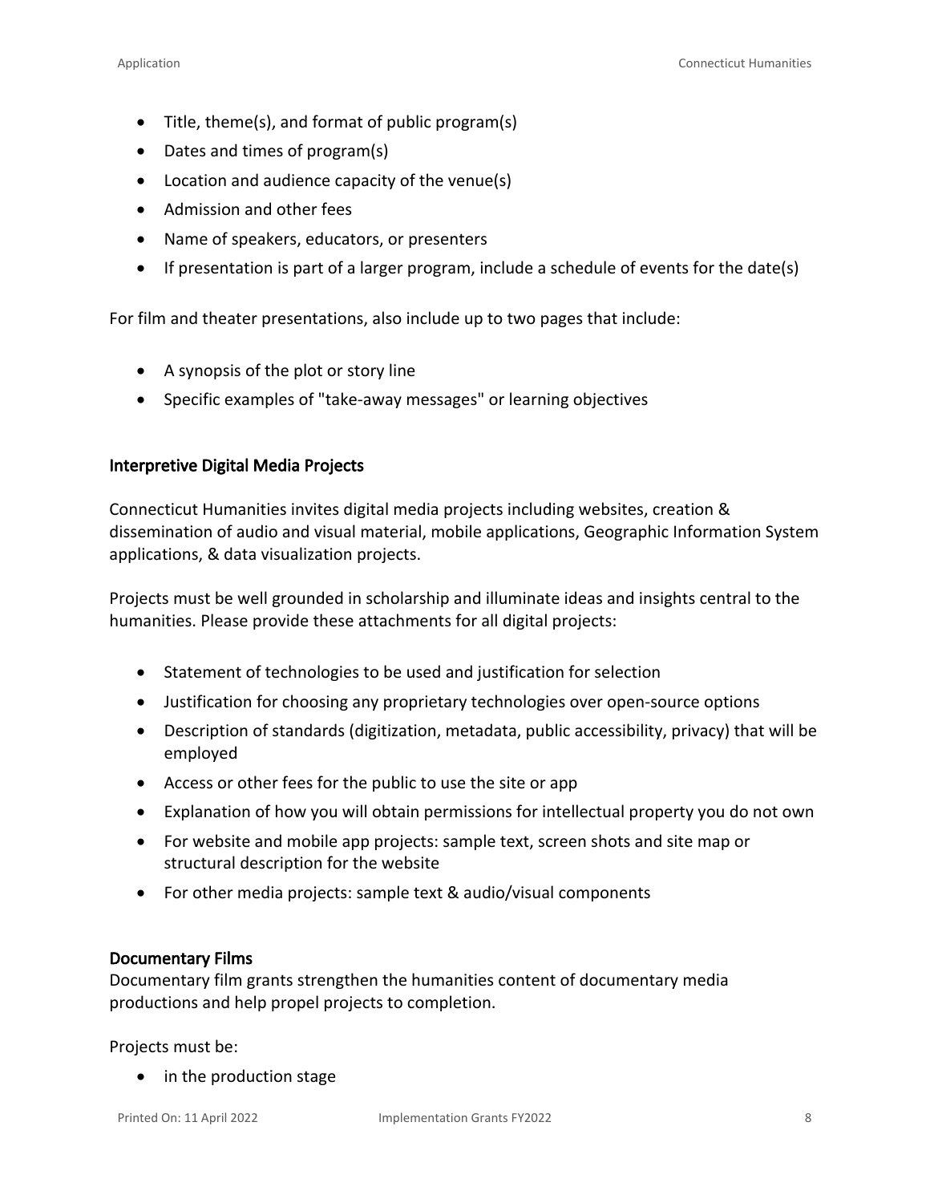- Title, theme(s), and format of public program(s)
- Dates and times of program(s)
- Location and audience capacity of the venue(s)
- Admission and other fees
- Name of speakers, educators, or presenters
- If presentation is part of a larger program, include a schedule of events for the date(s)

For film and theater presentations, also include up to two pages that include:

- A synopsis of the plot or story line
- Specific examples of "take-away messages" or learning objectives

### Interpretive Digital Media Projects

Connecticut Humanities invites digital media projects including websites, creation & dissemination of audio and visual material, mobile applications, Geographic Information System applications, & data visualization projects.

Projects must be well grounded in scholarship and illuminate ideas and insights central to the humanities. Please provide these attachments for all digital projects:

- Statement of technologies to be used and justification for selection
- Justification for choosing any proprietary technologies over open-source options
- Description of standards (digitization, metadata, public accessibility, privacy) that will be employed
- Access or other fees for the public to use the site or app
- Explanation of how you will obtain permissions for intellectual property you do not own
- For website and mobile app projects: sample text, screen shots and site map or structural description for the website
- For other media projects: sample text & audio/visual components

### Documentary Films

Documentary film grants strengthen the humanities content of documentary media productions and help propel projects to completion.

Projects must be:

- in the production stage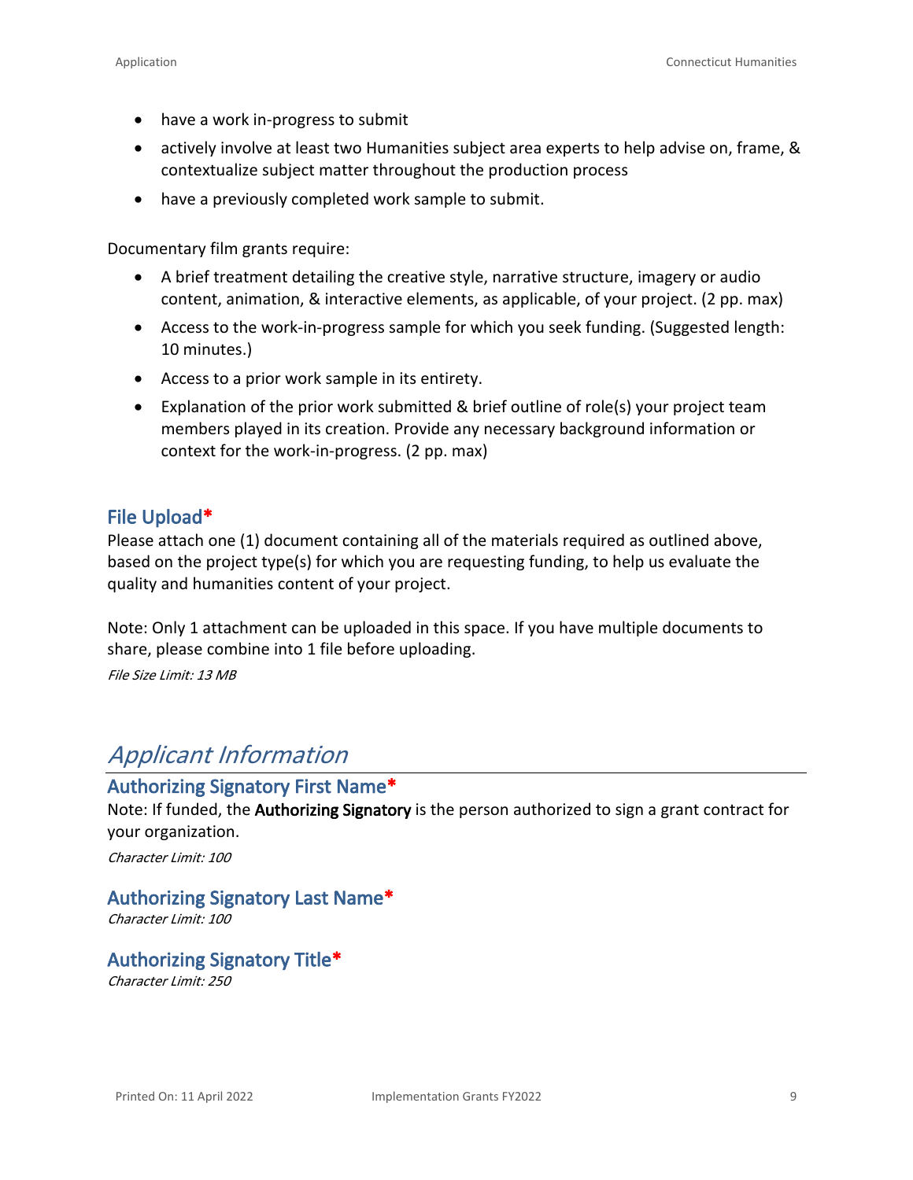- have a work in-progress to submit
- actively involve at least two Humanities subject area experts to help advise on, frame, & contextualize subject matter throughout the production process
- have a previously completed work sample to submit.

Documentary film grants require:

- A brief treatment detailing the creative style, narrative structure, imagery or audio content, animation, & interactive elements, as applicable, of your project. (2 pp. max)
- Access to the work-in-progress sample for which you seek funding. (Suggested length: 10 minutes.)
- Access to a prior work sample in its entirety.
- Explanation of the prior work submitted & brief outline of role(s) your project team members played in its creation. Provide any necessary background information or context for the work-in-progress. (2 pp. max)

### File Upload*

Please attach one (1) document containing all of the materials required as outlined above, based on the project type(s) for which you are requesting funding, to help us evaluate the quality and humanities content of your project.

Note: Only 1 attachment can be uploaded in this space. If you have multiple documents to share, please combine into 1 file before uploading.

*File Size Limit: 13 MB*

## *Applicant Information*

### Authorizing Signatory First Name*

Note: If funded, the **Authorizing Signatory** is the person authorized to sign a grant contract for your organization.

*Character Limit: 100*

### Authorizing Signatory Last Name*

*Character Limit: 100*

### Authorizing Signatory Title*

*Character Limit: 250*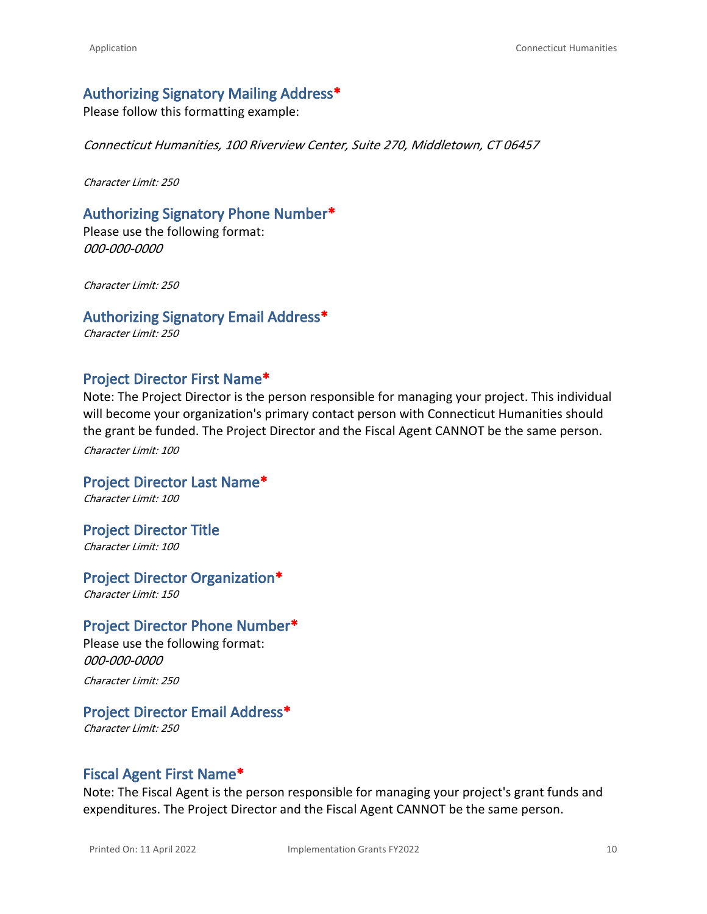### Authorizing Signatory Mailing Address*

Please follow this formatting example:

*Connecticut Humanities, 100 Riverview Center, Suite 270, Middletown, CT 06457*

*Character Limit: 250*

### Authorizing Signatory Phone Number*

Please use the following format:
*000-000-0000*

*Character Limit: 250*

### Authorizing Signatory Email Address*

*Character Limit: 250*

### Project Director First Name*

Note: The Project Director is the person responsible for managing your project. This individual will become your organization's primary contact person with Connecticut Humanities should the grant be funded. The Project Director and the Fiscal Agent CANNOT be the same person.

*Character Limit: 100*

### Project Director Last Name*

*Character Limit: 100*

### Project Director Title

*Character Limit: 100*

### Project Director Organization*

*Character Limit: 150*

### Project Director Phone Number*

Please use the following format:
*000-000-0000*

*Character Limit: 250*

### Project Director Email Address*

*Character Limit: 250*

### Fiscal Agent First Name*

Note: The Fiscal Agent is the person responsible for managing your project's grant funds and expenditures. The Project Director and the Fiscal Agent CANNOT be the same person.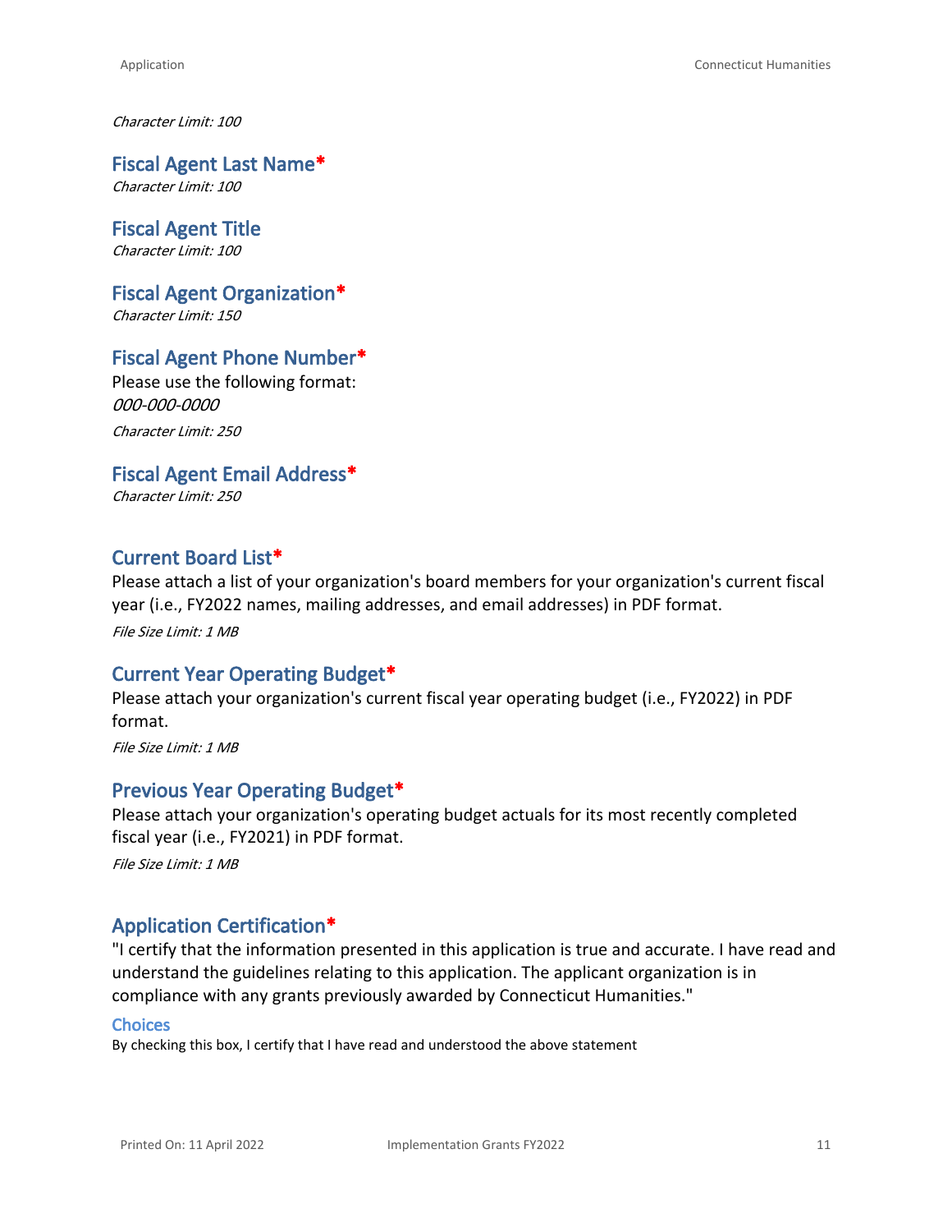*Character Limit: 100*

### Fiscal Agent Last Name*
*Character Limit: 100*

### Fiscal Agent Title
*Character Limit: 100*

### Fiscal Agent Organization*
*Character Limit: 150*

### Fiscal Agent Phone Number*
Please use the following format:
*000-000-0000*

*Character Limit: 250*

### Fiscal Agent Email Address*
*Character Limit: 250*

### Current Board List*
Please attach a list of your organization's board members for your organization's current fiscal year (i.e., FY2022 names, mailing addresses, and email addresses) in PDF format.

*File Size Limit: 1 MB*

### Current Year Operating Budget*
Please attach your organization's current fiscal year operating budget (i.e., FY2022) in PDF format.

*File Size Limit: 1 MB*

### Previous Year Operating Budget*
Please attach your organization's operating budget actuals for its most recently completed fiscal year (i.e., FY2021) in PDF format.

*File Size Limit: 1 MB*

### Application Certification*
"I certify that the information presented in this application is true and accurate. I have read and understand the guidelines relating to this application. The applicant organization is in compliance with any grants previously awarded by Connecticut Humanities."

#### Choices
By checking this box, I certify that I have read and understood the above statement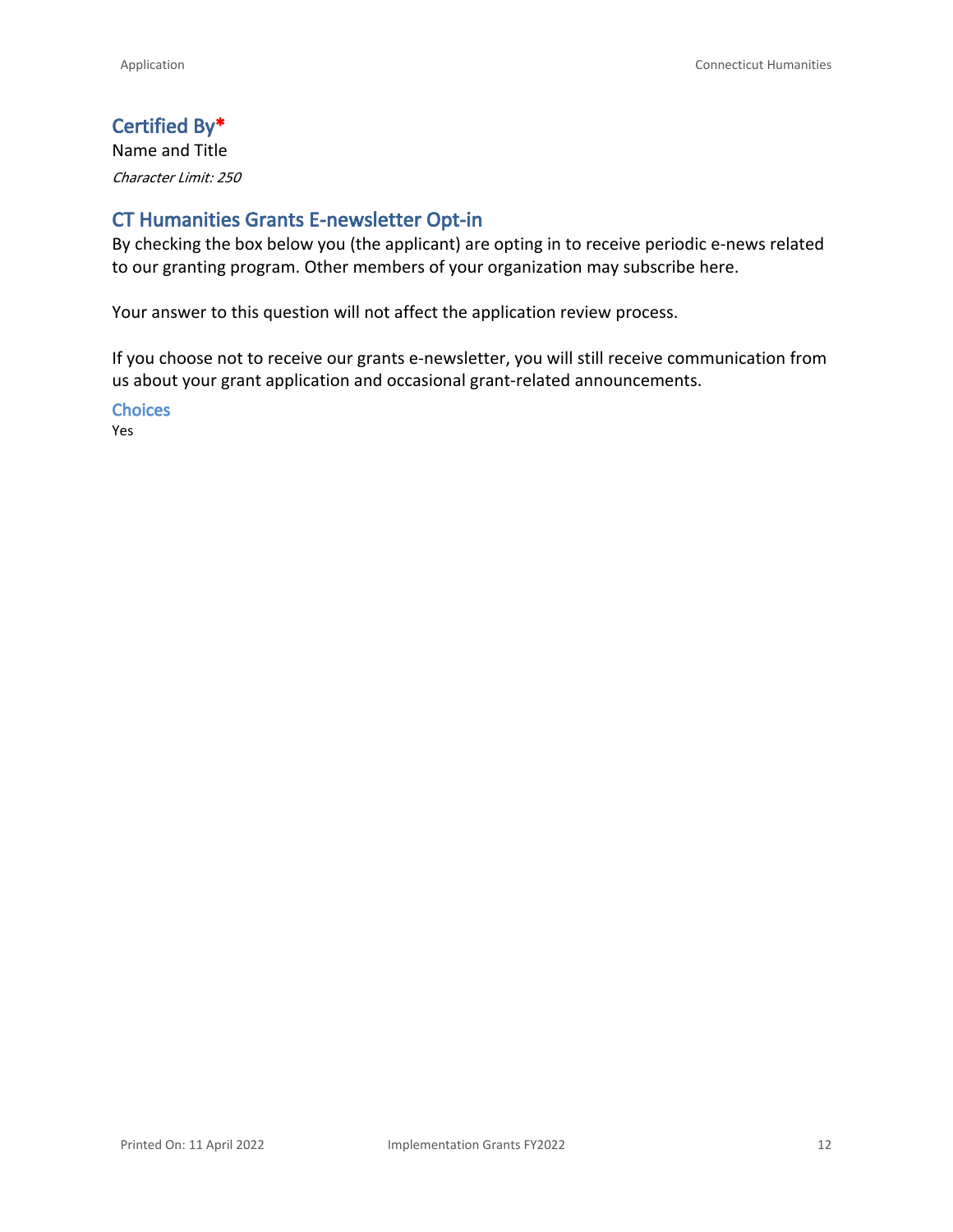## Certified By*

Name and Title

*Character Limit: 250*

## CT Humanities Grants E-newsletter Opt-in

By checking the box below you (the applicant) are opting in to receive periodic e-news related to our granting program. Other members of your organization may subscribe here.

Your answer to this question will not affect the application review process.

If you choose not to receive our grants e-newsletter, you will still receive communication from us about your grant application and occasional grant-related announcements.

### Choices

Yes